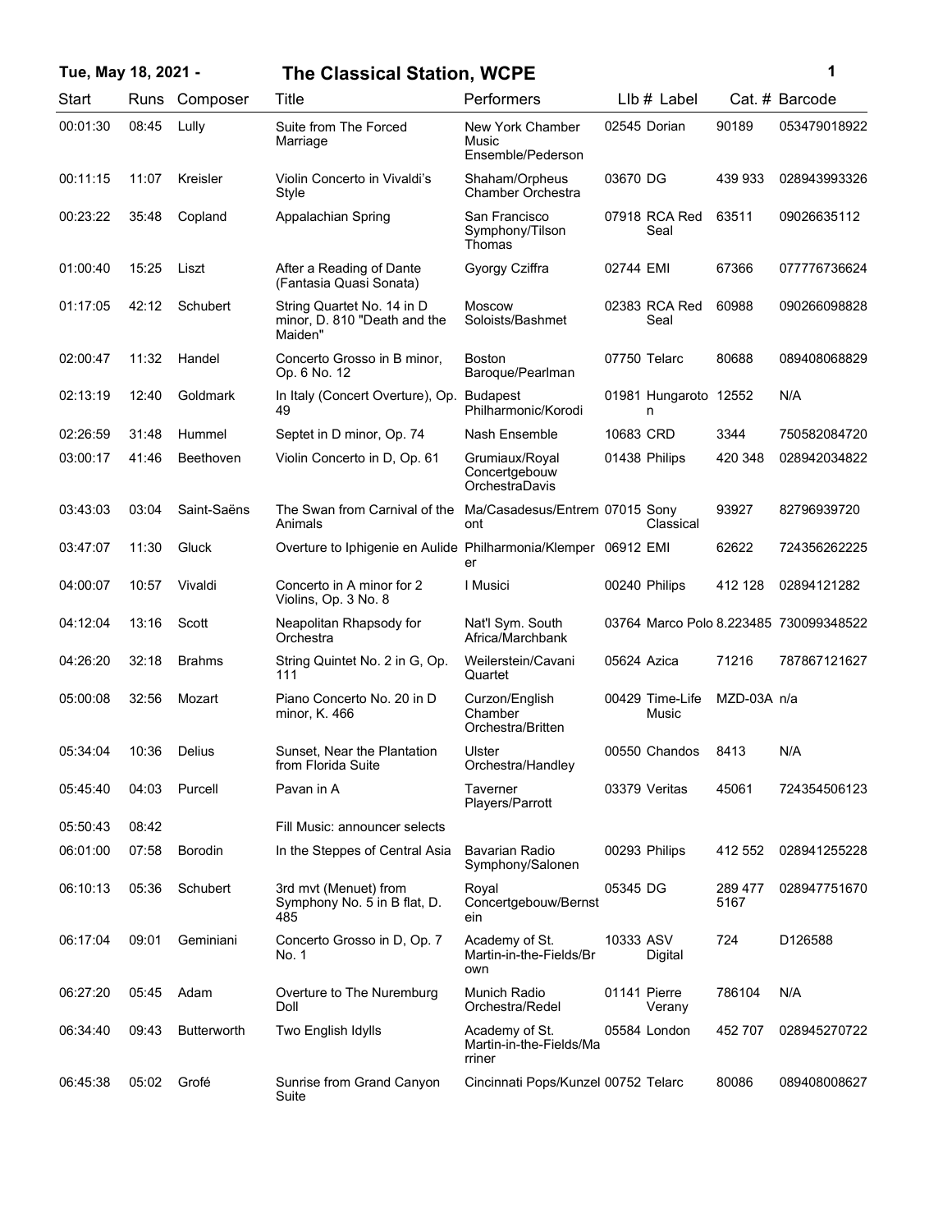# The Classical Station, WCPE

**Tue, May 18, 2021 -**

| Start | Runs | Composer | Title | Performers | LIb # | Label | Cat. # | Barcode |
|---|---|---|---|---|---|---|---|---|
| 00:01:30 | 08:45 | Lully | Suite from The Forced Marriage | New York Chamber Music Ensemble/Pederson | 02545 | Dorian | 90189 | 053479018922 |
| 00:11:15 | 11:07 | Kreisler | Violin Concerto in Vivaldi's Style | Shaham/Orpheus Chamber Orchestra | 03670 | DG | 439 933 | 028943993326 |
| 00:23:22 | 35:48 | Copland | Appalachian Spring | San Francisco Symphony/Tilson Thomas | 07918 | RCA Red Seal | 63511 | 09026635112 |
| 01:00:40 | 15:25 | Liszt | After a Reading of Dante (Fantasia Quasi Sonata) | Gyorgy Cziffra | 02744 | EMI | 67366 | 077776736624 |
| 01:17:05 | 42:12 | Schubert | String Quartet No. 14 in D minor, D. 810 "Death and the Maiden" | Moscow Soloists/Bashmet | 02383 | RCA Red Seal | 60988 | 090266098828 |
| 02:00:47 | 11:32 | Handel | Concerto Grosso in B minor, Op. 6 No. 12 | Boston Baroque/Pearlman | 07750 | Telarc | 80688 | 089408068829 |
| 02:13:19 | 12:40 | Goldmark | In Italy (Concert Overture), Op. 49 | Budapest Philharmonic/Korodi | 01981 | Hungaroton | 12552 | N/A |
| 02:26:59 | 31:48 | Hummel | Septet in D minor, Op. 74 | Nash Ensemble | 10683 | CRD | 3344 | 750582084720 |
| 03:00:17 | 41:46 | Beethoven | Violin Concerto in D, Op. 61 | Grumiaux/Royal Concertgebouw OrchestraDavis | 01438 | Philips | 420 348 | 028942034822 |
| 03:43:03 | 03:04 | Saint-Saëns | The Swan from Carnival of the Animals | Ma/Casadesus/Entremont | 07015 | Sony Classical | 93927 | 82796939720 |
| 03:47:07 | 11:30 | Gluck | Overture to Iphigenie en Aulide | Philharmonia/Klemperer | 06912 | EMI | 62622 | 724356262225 |
| 04:00:07 | 10:57 | Vivaldi | Concerto in A minor for 2 Violins, Op. 3 No. 8 | I Musici | 00240 | Philips | 412 128 | 02894121282 |
| 04:12:04 | 13:16 | Scott | Neapolitan Rhapsody for Orchestra | Nat'l Sym. South Africa/Marchbank | 03764 | Marco Polo | 8.223485 | 730099348522 |
| 04:26:20 | 32:18 | Brahms | String Quintet No. 2 in G, Op. 111 | Weilerstein/Cavani Quartet | 05624 | Azica | 71216 | 787867121627 |
| 05:00:08 | 32:56 | Mozart | Piano Concerto No. 20 in D minor, K. 466 | Curzon/English Chamber Orchestra/Britten | 00429 | Time-Life Music | MZD-03A | n/a |
| 05:34:04 | 10:36 | Delius | Sunset, Near the Plantation from Florida Suite | Ulster Orchestra/Handley | 00550 | Chandos | 8413 | N/A |
| 05:45:40 | 04:03 | Purcell | Pavan in A | Taverner Players/Parrott | 03379 | Veritas | 45061 | 724354506123 |
| 05:50:43 | 08:42 | | Fill Music: announcer selects | | | | | |
| 06:01:00 | 07:58 | Borodin | In the Steppes of Central Asia | Bavarian Radio Symphony/Salonen | 00293 | Philips | 412 552 | 028941255228 |
| 06:10:13 | 05:36 | Schubert | 3rd mvt (Menuet) from Symphony No. 5 in B flat, D. 485 | Royal Concertgebouw/Bernstein | 05345 | DG | 289 477 5167 | 028947751670 |
| 06:17:04 | 09:01 | Geminiani | Concerto Grosso in D, Op. 7 No. 1 | Academy of St. Martin-in-the-Fields/Brown | 10333 | ASV Digital | 724 | D126588 |
| 06:27:20 | 05:45 | Adam | Overture to The Nuremburg Doll | Munich Radio Orchestra/Redel | 01141 | Pierre Verany | 786104 | N/A |
| 06:34:40 | 09:43 | Butterworth | Two English Idylls | Academy of St. Martin-in-the-Fields/Marriner | 05584 | London | 452 707 | 028945270722 |
| 06:45:38 | 05:02 | Grofé | Sunrise from Grand Canyon Suite | Cincinnati Pops/Kunzel | 00752 | Telarc | 80086 | 089408008627 |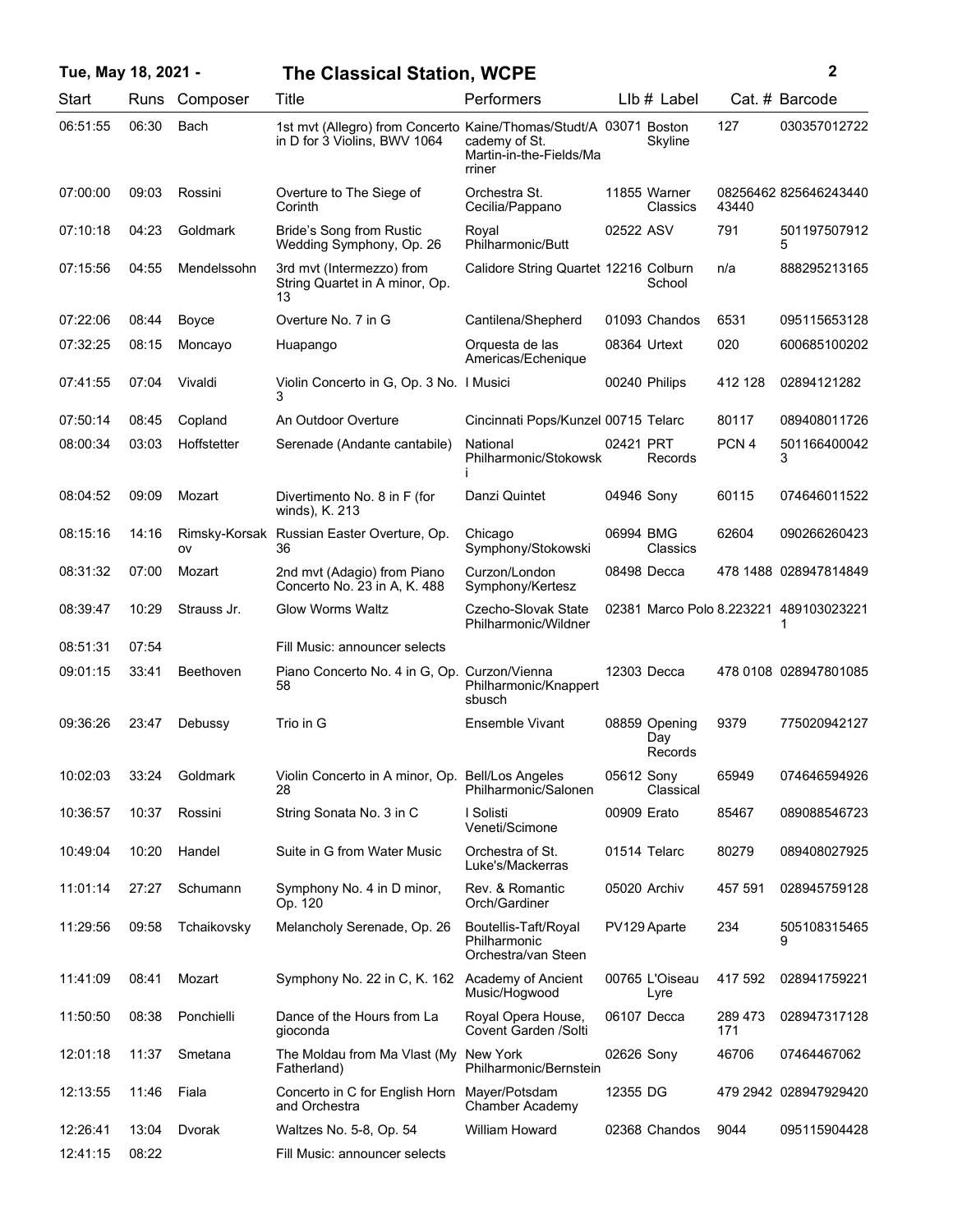**Tue, May 18, 2021 - The Classical Station, WCPE**

| Start | Runs | Composer | Title | Performers | Llb # | Label | Cat. # | Barcode |
|---|---|---|---|---|---|---|---|---|
| 06:51:55 | 06:30 | Bach | 1st mvt (Allegro) from Concerto in D for 3 Violins, BWV 1064 | Kaine/Thomas/Studt/Academy of St. Martin-in-the-Fields/Marriner | 03071 | Boston Skyline | 127 | 030357012722 |
| 07:00:00 | 09:03 | Rossini | Overture to The Siege of Corinth | Orchestra St. Cecilia/Pappano | 11855 | Warner Classics | 0825646243440 | 825646243440 |
| 07:10:18 | 04:23 | Goldmark | Bride's Song from Rustic Wedding Symphony, Op. 26 | Royal Philharmonic/Butt | 02522 | ASV | 791 | 5011975079125 |
| 07:15:56 | 04:55 | Mendelssohn | 3rd mvt (Intermezzo) from String Quartet in A minor, Op. 13 | Calidore String Quartet | 12216 | Colburn School | n/a | 888295213165 |
| 07:22:06 | 08:44 | Boyce | Overture No. 7 in G | Cantilena/Shepherd | 01093 | Chandos | 6531 | 095115653128 |
| 07:32:25 | 08:15 | Moncayo | Huapango | Orquesta de las Americas/Echenique | 08364 | Urtext | 020 | 600685100202 |
| 07:41:55 | 07:04 | Vivaldi | Violin Concerto in G, Op. 3 No. 3 | I Musici | 00240 | Philips | 412 128 | 02894121282 |
| 07:50:14 | 08:45 | Copland | An Outdoor Overture | Cincinnati Pops/Kunzel | 00715 | Telarc | 80117 | 089408011726 |
| 08:00:34 | 03:03 | Hoffstetter | Serenade (Andante cantabile) | National Philharmonic/Stokowski | 02421 | PRT Records | PCN 4 | 5011664000423 |
| 08:04:52 | 09:09 | Mozart | Divertimento No. 8 in F (for winds), K. 213 | Danzi Quintet | 04946 | Sony | 60115 | 074646011522 |
| 08:15:16 | 14:16 | Rimsky-Korsakov | Russian Easter Overture, Op. 36 | Chicago Symphony/Stokowski | 06994 | BMG Classics | 62604 | 090266260423 |
| 08:31:32 | 07:00 | Mozart | 2nd mvt (Adagio) from Piano Concerto No. 23 in A, K. 488 | Curzon/London Symphony/Kertesz | 08498 | Decca | 478 1488 | 028947814849 |
| 08:39:47 | 10:29 | Strauss Jr. | Glow Worms Waltz | Czecho-Slovak State Philharmonic/Wildner | 02381 | Marco Polo | 8.223221 | 4891030232211 |
| 08:51:31 | 07:54 | | Fill Music: announcer selects | | | | | |
| 09:01:15 | 33:41 | Beethoven | Piano Concerto No. 4 in G, Op. 58 | Curzon/Vienna Philharmonic/Knappertsbusch | 12303 | Decca | 478 0108 | 028947801085 |
| 09:36:26 | 23:47 | Debussy | Trio in G | Ensemble Vivant | 08859 | Opening Day Records | 9379 | 775020942127 |
| 10:02:03 | 33:24 | Goldmark | Violin Concerto in A minor, Op. 28 | Bell/Los Angeles Philharmonic/Salonen | 05612 | Sony Classical | 65949 | 074646594926 |
| 10:36:57 | 10:37 | Rossini | String Sonata No. 3 in C | I Solisti Veneti/Scimone | 00909 | Erato | 85467 | 089088546723 |
| 10:49:04 | 10:20 | Handel | Suite in G from Water Music | Orchestra of St. Luke's/Mackerras | 01514 | Telarc | 80279 | 089408027925 |
| 11:01:14 | 27:27 | Schumann | Symphony No. 4 in D minor, Op. 120 | Rev. & Romantic Orch/Gardiner | 05020 | Archiv | 457 591 | 028945759128 |
| 11:29:56 | 09:58 | Tchaikovsky | Melancholy Serenade, Op. 26 | Boutellis-Taft/Royal Philharmonic Orchestra/van Steen | PV129 | Aparte | 234 | 5051083154659 |
| 11:41:09 | 08:41 | Mozart | Symphony No. 22 in C, K. 162 | Academy of Ancient Music/Hogwood | 00765 | L'Oiseau Lyre | 417 592 | 028941759221 |
| 11:50:50 | 08:38 | Ponchielli | Dance of the Hours from La gioconda | Royal Opera House, Covent Garden /Solti | 06107 | Decca | 289 473 171 | 028947317128 |
| 12:01:18 | 11:37 | Smetana | The Moldau from Ma Vlast (My Fatherland) | New York Philharmonic/Bernstein | 02626 | Sony | 46706 | 07464467062 |
| 12:13:55 | 11:46 | Fiala | Concerto in C for English Horn and Orchestra | Mayer/Potsdam Chamber Academy | 12355 | DG | 479 2942 | 028947929420 |
| 12:26:41 | 13:04 | Dvorak | Waltzes No. 5-8, Op. 54 | William Howard | 02368 | Chandos | 9044 | 095115904428 |
| 12:41:15 | 08:22 | | Fill Music: announcer selects | | | | | |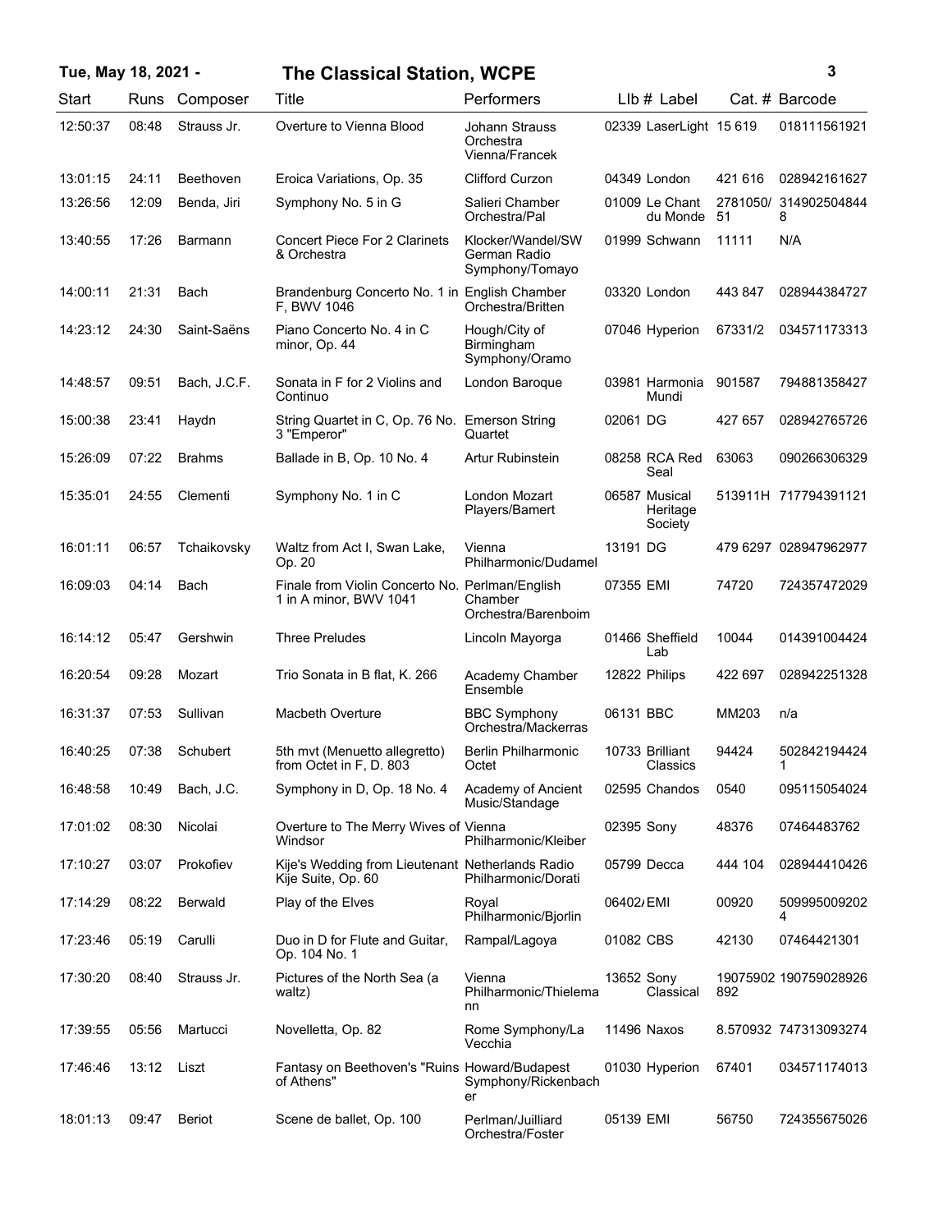**Tue, May 18, 2021 - The Classical Station, WCPE**

| Start | Runs | Composer | Title | Performers | Llb # | Label | Cat. # | Barcode |
|---|---|---|---|---|---|---|---|---|
| 12:50:37 | 08:48 | Strauss Jr. | Overture to Vienna Blood | Johann Strauss Orchestra Vienna/Francek | 02339 | LaserLight | 15 619 | 018111561921 |
| 13:01:15 | 24:11 | Beethoven | Eroica Variations, Op. 35 | Clifford Curzon | 04349 | London | 421 616 | 028942161627 |
| 13:26:56 | 12:09 | Benda, Jiri | Symphony No. 5 in G | Salieri Chamber Orchestra/Pal | 01009 | Le Chant du Monde | 2781050/51 | 3149025048448 |
| 13:40:55 | 17:26 | Barmann | Concert Piece For 2 Clarinets & Orchestra | Klocker/Wandel/SW German Radio Symphony/Tomayo | 01999 | Schwann | 11111 | N/A |
| 14:00:11 | 21:31 | Bach | Brandenburg Concerto No. 1 in F, BWV 1046 | English Chamber Orchestra/Britten | 03320 | London | 443 847 | 028944384727 |
| 14:23:12 | 24:30 | Saint-Saëns | Piano Concerto No. 4 in C minor, Op. 44 | Hough/City of Birmingham Symphony/Oramo | 07046 | Hyperion | 67331/2 | 034571173313 |
| 14:48:57 | 09:51 | Bach, J.C.F. | Sonata in F for 2 Violins and Continuo | London Baroque | 03981 | Harmonia Mundi | 901587 | 794881358427 |
| 15:00:38 | 23:41 | Haydn | String Quartet in C, Op. 76 No. 3 "Emperor" | Emerson String Quartet | 02061 | DG | 427 657 | 028942765726 |
| 15:26:09 | 07:22 | Brahms | Ballade in B, Op. 10 No. 4 | Artur Rubinstein | 08258 | RCA Red Seal | 63063 | 090266306329 |
| 15:35:01 | 24:55 | Clementi | Symphony No. 1 in C | London Mozart Players/Bamert | 06587 | Musical Heritage Society | 513911H | 717794391121 |
| 16:01:11 | 06:57 | Tchaikovsky | Waltz from Act I, Swan Lake, Op. 20 | Vienna Philharmonic/Dudamel | 13191 | DG | 479 6297 | 028947962977 |
| 16:09:03 | 04:14 | Bach | Finale from Violin Concerto No. 1 in A minor, BWV 1041 | Perlman/English Chamber Orchestra/Barenboim | 07355 | EMI | 74720 | 724357472029 |
| 16:14:12 | 05:47 | Gershwin | Three Preludes | Lincoln Mayorga | 01466 | Sheffield Lab | 10044 | 014391004424 |
| 16:20:54 | 09:28 | Mozart | Trio Sonata in B flat, K. 266 | Academy Chamber Ensemble | 12822 | Philips | 422 697 | 028942251328 |
| 16:31:37 | 07:53 | Sullivan | Macbeth Overture | BBC Symphony Orchestra/Mackerras | 06131 | BBC | MM203 | n/a |
| 16:40:25 | 07:38 | Schubert | 5th mvt (Menuetto allegretto) from Octet in F, D. 803 | Berlin Philharmonic Octet | 10733 | Brilliant Classics | 94424 | 5028421944241 |
| 16:48:58 | 10:49 | Bach, J.C. | Symphony in D, Op. 18 No. 4 | Academy of Ancient Music/Standage | 02595 | Chandos | 0540 | 095115054024 |
| 17:01:02 | 08:30 | Nicolai | Overture to The Merry Wives of Windsor | Vienna Philharmonic/Kleiber | 02395 | Sony | 48376 | 07464483762 |
| 17:10:27 | 03:07 | Prokofiev | Kije's Wedding from Lieutenant Kije Suite, Op. 60 | Netherlands Radio Philharmonic/Dorati | 05799 | Decca | 444 104 | 028944410426 |
| 17:14:29 | 08:22 | Berwald | Play of the Elves | Royal Philharmonic/Bjorlin | 06402 | EMI | 00920 | 5099950092024 |
| 17:23:46 | 05:19 | Carulli | Duo in D for Flute and Guitar, Op. 104 No. 1 | Rampal/Lagoya | 01082 | CBS | 42130 | 07464421301 |
| 17:30:20 | 08:40 | Strauss Jr. | Pictures of the North Sea (a waltz) | Vienna Philharmonic/Thielemann | 13652 | Sony Classical | 19075902892 | 190759028926 |
| 17:39:55 | 05:56 | Martucci | Novelletta, Op. 82 | Rome Symphony/La Vecchia | 11496 | Naxos | 8.570932 | 747313093274 |
| 17:46:46 | 13:12 | Liszt | Fantasy on Beethoven's "Ruins of Athens" | Howard/Budapest Symphony/Rickenbacher | 01030 | Hyperion | 67401 | 034571174013 |
| 18:01:13 | 09:47 | Beriot | Scene de ballet, Op. 100 | Perlman/Juilliard Orchestra/Foster | 05139 | EMI | 56750 | 724355675026 |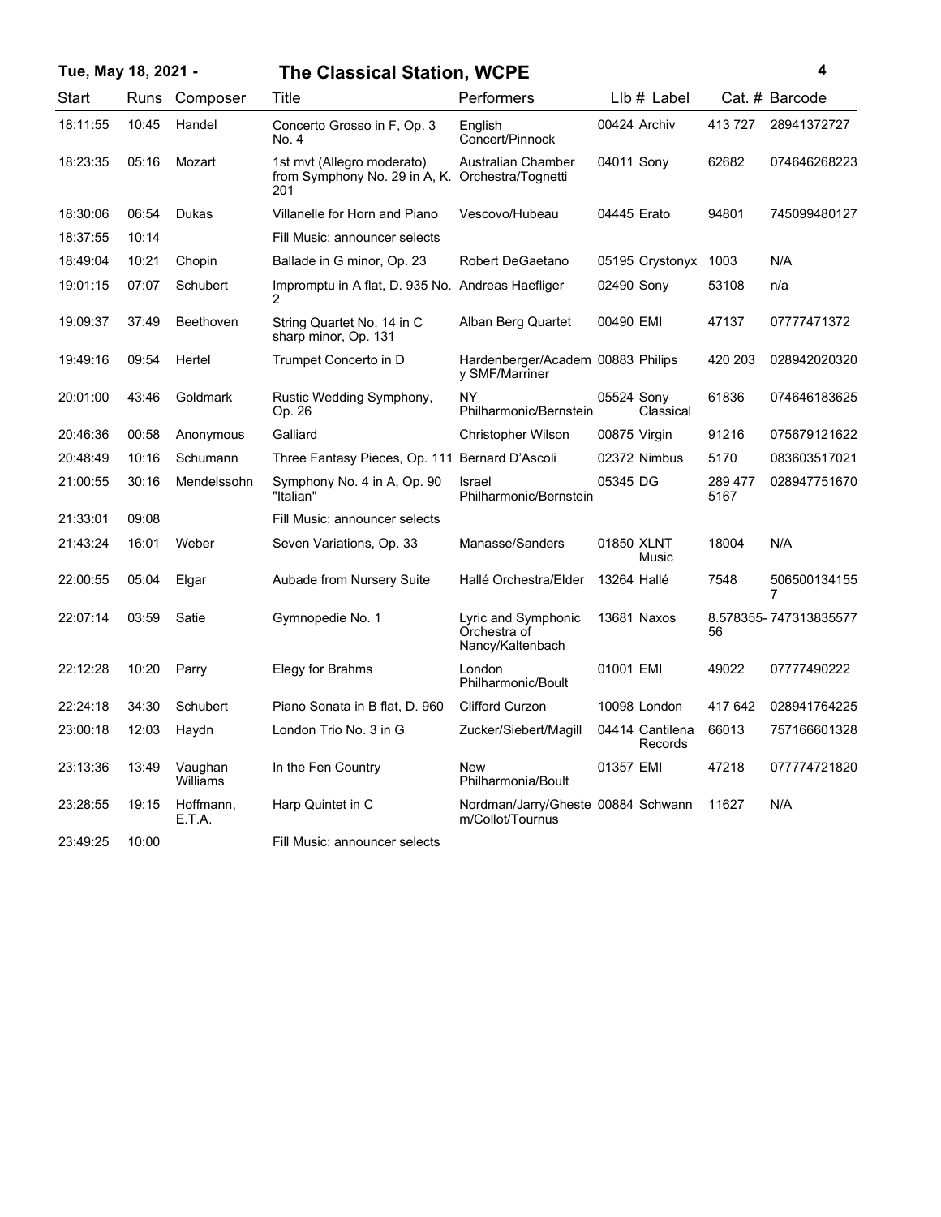**Tue, May 18, 2021 - The Classical Station, WCPE**

| Start | Runs | Composer | Title | Performers | LIb # | Label | Cat. # | Barcode |
|---|---|---|---|---|---|---|---|---|
| 18:11:55 | 10:45 | Handel | Concerto Grosso in F, Op. 3 No. 4 | English Concert/Pinnock | 00424 | Archiv | 413 727 | 28941372727 |
| 18:23:35 | 05:16 | Mozart | 1st mvt (Allegro moderato) from Symphony No. 29 in A, K. 201 | Australian Chamber Orchestra/Tognetti | 04011 | Sony | 62682 | 074646268223 |
| 18:30:06 | 06:54 | Dukas | Villanelle for Horn and Piano | Vescovo/Hubeau | 04445 | Erato | 94801 | 745099480127 |
| 18:37:55 | 10:14 | | Fill Music: announcer selects | | | | | |
| 18:49:04 | 10:21 | Chopin | Ballade in G minor, Op. 23 | Robert DeGaetano | 05195 | Crystonyx | 1003 | N/A |
| 19:01:15 | 07:07 | Schubert | Impromptu in A flat, D. 935 No. 2 | Andreas Haefliger | 02490 | Sony | 53108 | n/a |
| 19:09:37 | 37:49 | Beethoven | String Quartet No. 14 in C sharp minor, Op. 131 | Alban Berg Quartet | 00490 | EMI | 47137 | 07777471372 |
| 19:49:16 | 09:54 | Hertel | Trumpet Concerto in D | Hardenberger/Academy SMF/Marriner | 00883 | Philips | 420 203 | 028942020320 |
| 20:01:00 | 43:46 | Goldmark | Rustic Wedding Symphony, Op. 26 | NY Philharmonic/Bernstein | 05524 | Sony Classical | 61836 | 074646183625 |
| 20:46:36 | 00:58 | Anonymous | Galliard | Christopher Wilson | 00875 | Virgin | 91216 | 075679121622 |
| 20:48:49 | 10:16 | Schumann | Three Fantasy Pieces, Op. 111 | Bernard D'Ascoli | 02372 | Nimbus | 5170 | 083603517021 |
| 21:00:55 | 30:16 | Mendelssohn | Symphony No. 4 in A, Op. 90 "Italian" | Israel Philharmonic/Bernstein | 05345 | DG | 289 477 5167 | 028947751670 |
| 21:33:01 | 09:08 | | Fill Music: announcer selects | | | | | |
| 21:43:24 | 16:01 | Weber | Seven Variations, Op. 33 | Manasse/Sanders | 01850 | XLNT Music | 18004 | N/A |
| 22:00:55 | 05:04 | Elgar | Aubade from Nursery Suite | Hallé Orchestra/Elder | 13264 | Hallé | 7548 | 5065001341557 |
| 22:07:14 | 03:59 | Satie | Gymnopedie No. 1 | Lyric and Symphonic Orchestra of Nancy/Kaltenbach | 13681 | Naxos | 8.578355-56 | 747313835577 |
| 22:12:28 | 10:20 | Parry | Elegy for Brahms | London Philharmonic/Boult | 01001 | EMI | 49022 | 07777490222 |
| 22:24:18 | 34:30 | Schubert | Piano Sonata in B flat, D. 960 | Clifford Curzon | 10098 | London | 417 642 | 028941764225 |
| 23:00:18 | 12:03 | Haydn | London Trio No. 3 in G | Zucker/Siebert/Magill | 04414 | Cantilena Records | 66013 | 757166601328 |
| 23:13:36 | 13:49 | Vaughan Williams | In the Fen Country | New Philharmonia/Boult | 01357 | EMI | 47218 | 077774721820 |
| 23:28:55 | 19:15 | Hoffmann, E.T.A. | Harp Quintet in C | Nordman/Jarry/Gheste m/Collot/Tournus | 00884 | Schwann | 11627 | N/A |
| 23:49:25 | 10:00 | | Fill Music: announcer selects | | | | | |